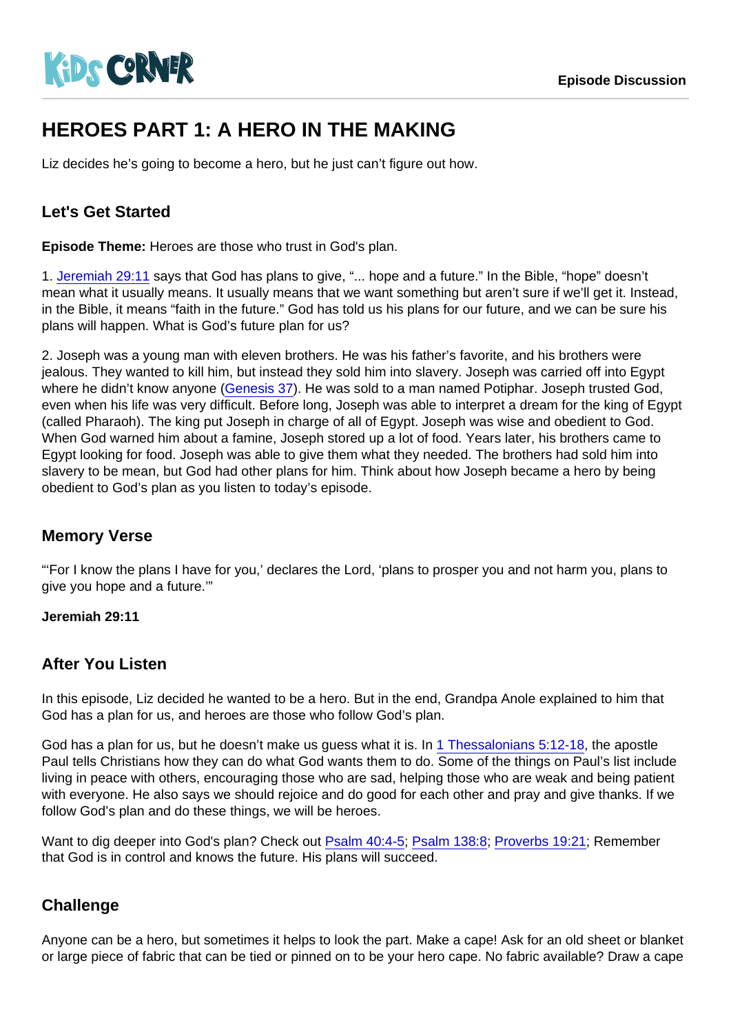KiDS CORNER

Episode Discussion

# HEROES PART 1: A HERO IN THE MAKING

Liz decides he's going to become a hero, but he just can't figure out how.

## Let's Get Started

**Episode Theme:** Heroes are those who trust in God's plan.

1. Jeremiah 29:11 says that God has plans to give, "... hope and a future." In the Bible, "hope" doesn't mean what it usually means. It usually means that we want something but aren't sure if we'll get it. Instead, in the Bible, it means "faith in the future." God has told us his plans for our future, and we can be sure his plans will happen. What is God's future plan for us?

2. Joseph was a young man with eleven brothers. He was his father's favorite, and his brothers were jealous. They wanted to kill him, but instead they sold him into slavery. Joseph was carried off into Egypt where he didn't know anyone (Genesis 37). He was sold to a man named Potiphar. Joseph trusted God, even when his life was very difficult. Before long, Joseph was able to interpret a dream for the king of Egypt (called Pharaoh). The king put Joseph in charge of all of Egypt. Joseph was wise and obedient to God. When God warned him about a famine, Joseph stored up a lot of food. Years later, his brothers came to Egypt looking for food. Joseph was able to give them what they needed. The brothers had sold him into slavery to be mean, but God had other plans for him. Think about how Joseph became a hero by being obedient to God's plan as you listen to today's episode.

## Memory Verse

"'For I know the plans I have for you,' declares the Lord, 'plans to prosper you and not harm you, plans to give you hope and a future.'"

**Jeremiah 29:11**

## After You Listen

In this episode, Liz decided he wanted to be a hero. But in the end, Grandpa Anole explained to him that God has a plan for us, and heroes are those who follow God's plan.

God has a plan for us, but he doesn't make us guess what it is. In 1 Thessalonians 5:12-18, the apostle Paul tells Christians how they can do what God wants them to do. Some of the things on Paul's list include living in peace with others, encouraging those who are sad, helping those who are weak and being patient with everyone. He also says we should rejoice and do good for each other and pray and give thanks. If we follow God's plan and do these things, we will be heroes.

Want to dig deeper into God's plan? Check out Psalm 40:4-5; Psalm 138:8; Proverbs 19:21; Remember that God is in control and knows the future. His plans will succeed.

## Challenge

Anyone can be a hero, but sometimes it helps to look the part. Make a cape! Ask for an old sheet or blanket or large piece of fabric that can be tied or pinned on to be your hero cape. No fabric available? Draw a cape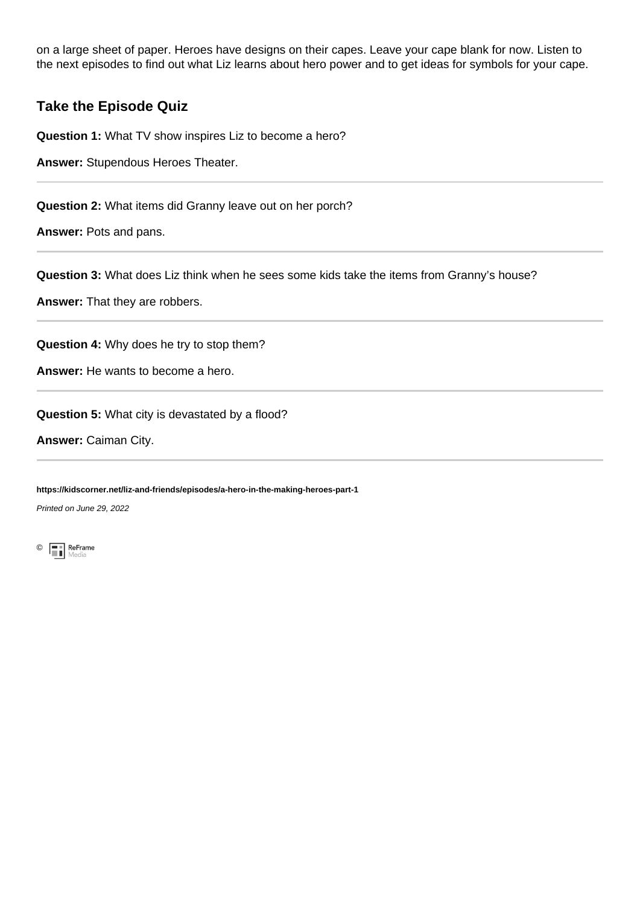on a large sheet of paper. Heroes have designs on their capes. Leave your cape blank for now. Listen to the next episodes to find out what Liz learns about hero power and to get ideas for symbols for your cape.

## Take the Episode Quiz

**Question 1:** What TV show inspires Liz to become a hero?

**Answer:** Stupendous Heroes Theater.

---

**Question 2:** What items did Granny leave out on her porch?

**Answer:** Pots and pans.

---

**Question 3:** What does Liz think when he sees some kids take the items from Granny's house?

**Answer:** That they are robbers.

---

**Question 4:** Why does he try to stop them?

**Answer:** He wants to become a hero.

---

**Question 5:** What city is devastated by a flood?

**Answer:** Caiman City.

---

**https://kidscorner.net/liz-and-friends/episodes/a-hero-in-the-making-heroes-part-1**

*Printed on June 29, 2022*

© ReFrame Media